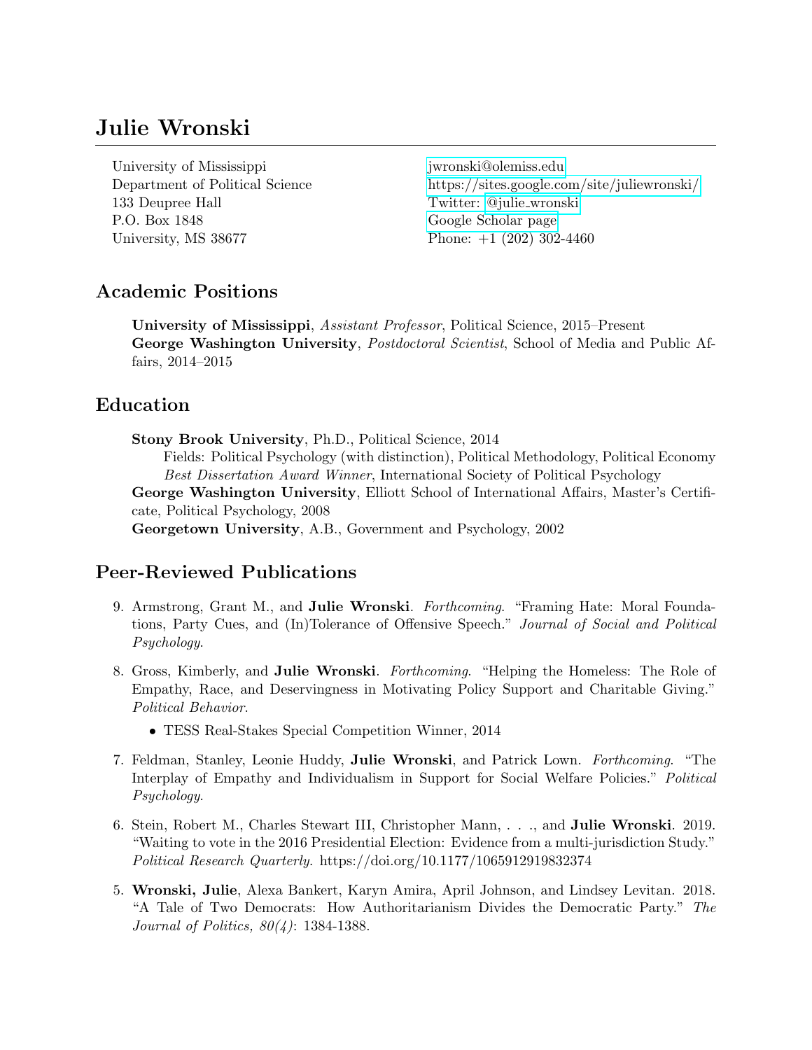# Julie Wronski

University of Mississippi
Department of Political Science
133 Deupree Hall
P.O. Box 1848
University, MS 38677

jwronski@olemiss.edu
https://sites.google.com/site/juliewronski/
Twitter: @julie_wronski
Google Scholar page
Phone: +1 (202) 302-4460

## Academic Positions

**University of Mississippi**, *Assistant Professor*, Political Science, 2015–Present
**George Washington University**, *Postdoctoral Scientist*, School of Media and Public Affairs, 2014–2015

## Education

**Stony Brook University**, Ph.D., Political Science, 2014
Fields: Political Psychology (with distinction), Political Methodology, Political Economy
*Best Dissertation Award Winner*, International Society of Political Psychology
**George Washington University**, Elliott School of International Affairs, Master's Certificate, Political Psychology, 2008
**Georgetown University**, A.B., Government and Psychology, 2002

## Peer-Reviewed Publications

9. Armstrong, Grant M., and **Julie Wronski**. *Forthcoming*. "Framing Hate: Moral Foundations, Party Cues, and (In)Tolerance of Offensive Speech." *Journal of Social and Political Psychology*.

8. Gross, Kimberly, and **Julie Wronski**. *Forthcoming*. "Helping the Homeless: The Role of Empathy, Race, and Deservingness in Motivating Policy Support and Charitable Giving." *Political Behavior*.
   - TESS Real-Stakes Special Competition Winner, 2014

7. Feldman, Stanley, Leonie Huddy, **Julie Wronski**, and Patrick Lown. *Forthcoming*. "The Interplay of Empathy and Individualism in Support for Social Welfare Policies." *Political Psychology*.

6. Stein, Robert M., Charles Stewart III, Christopher Mann, . . ., and **Julie Wronski**. 2019. "Waiting to vote in the 2016 Presidential Election: Evidence from a multi-jurisdiction Study." *Political Research Quarterly*. https://doi.org/10.1177/1065912919832374

5. **Wronski, Julie**, Alexa Bankert, Karyn Amira, April Johnson, and Lindsey Levitan. 2018. "A Tale of Two Democrats: How Authoritarianism Divides the Democratic Party." *The Journal of Politics, 80(4)*: 1384-1388.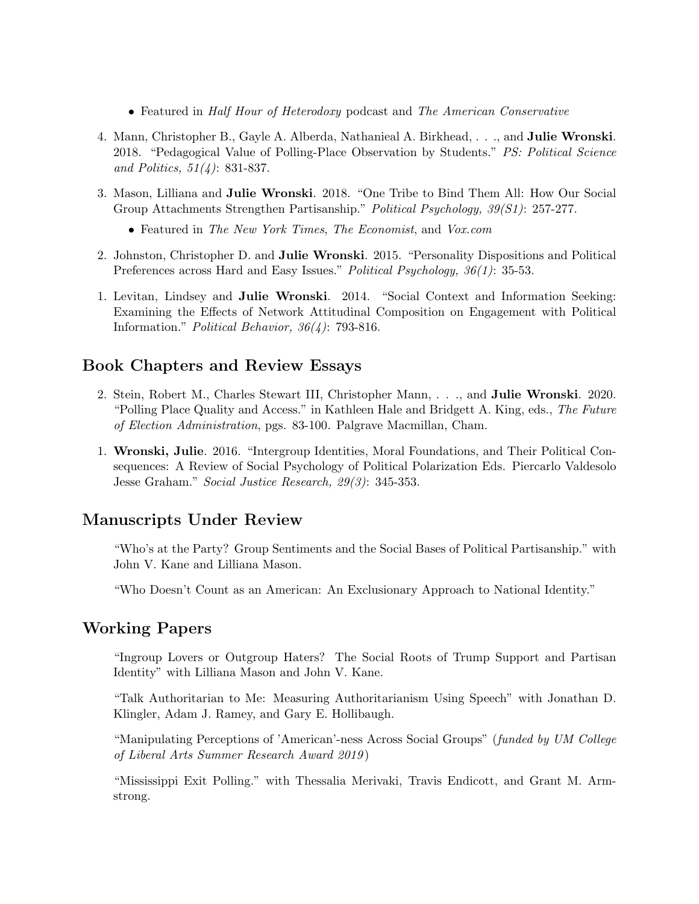- Featured in *Half Hour of Heterodoxy* podcast and *The American Conservative*

4. Mann, Christopher B., Gayle A. Alberda, Nathanieal A. Birkhead, . . ., and **Julie Wronski**. 2018. "Pedagogical Value of Polling-Place Observation by Students." *PS: Political Science and Politics, 51(4)*: 831-837.

3. Mason, Lilliana and **Julie Wronski**. 2018. "One Tribe to Bind Them All: How Our Social Group Attachments Strengthen Partisanship." *Political Psychology, 39(S1)*: 257-277.
   - Featured in *The New York Times*, *The Economist*, and *Vox.com*

2. Johnston, Christopher D. and **Julie Wronski**. 2015. "Personality Dispositions and Political Preferences across Hard and Easy Issues." *Political Psychology, 36(1)*: 35-53.

1. Levitan, Lindsey and **Julie Wronski**. 2014. "Social Context and Information Seeking: Examining the Effects of Network Attitudinal Composition on Engagement with Political Information." *Political Behavior, 36(4)*: 793-816.

## Book Chapters and Review Essays

2. Stein, Robert M., Charles Stewart III, Christopher Mann, . . ., and **Julie Wronski**. 2020. "Polling Place Quality and Access." in Kathleen Hale and Bridgett A. King, eds., *The Future of Election Administration*, pgs. 83-100. Palgrave Macmillan, Cham.

1. **Wronski, Julie**. 2016. "Intergroup Identities, Moral Foundations, and Their Political Consequences: A Review of Social Psychology of Political Polarization Eds. Piercarlo Valdesolo Jesse Graham." *Social Justice Research, 29(3)*: 345-353.

## Manuscripts Under Review

"Who's at the Party? Group Sentiments and the Social Bases of Political Partisanship." with John V. Kane and Lilliana Mason.

"Who Doesn't Count as an American: An Exclusionary Approach to National Identity."

## Working Papers

"Ingroup Lovers or Outgroup Haters? The Social Roots of Trump Support and Partisan Identity" with Lilliana Mason and John V. Kane.

"Talk Authoritarian to Me: Measuring Authoritarianism Using Speech" with Jonathan D. Klingler, Adam J. Ramey, and Gary E. Hollibaugh.

"Manipulating Perceptions of 'American'-ness Across Social Groups" (*funded by UM College of Liberal Arts Summer Research Award 2019*)

"Mississippi Exit Polling." with Thessalia Merivaki, Travis Endicott, and Grant M. Armstrong.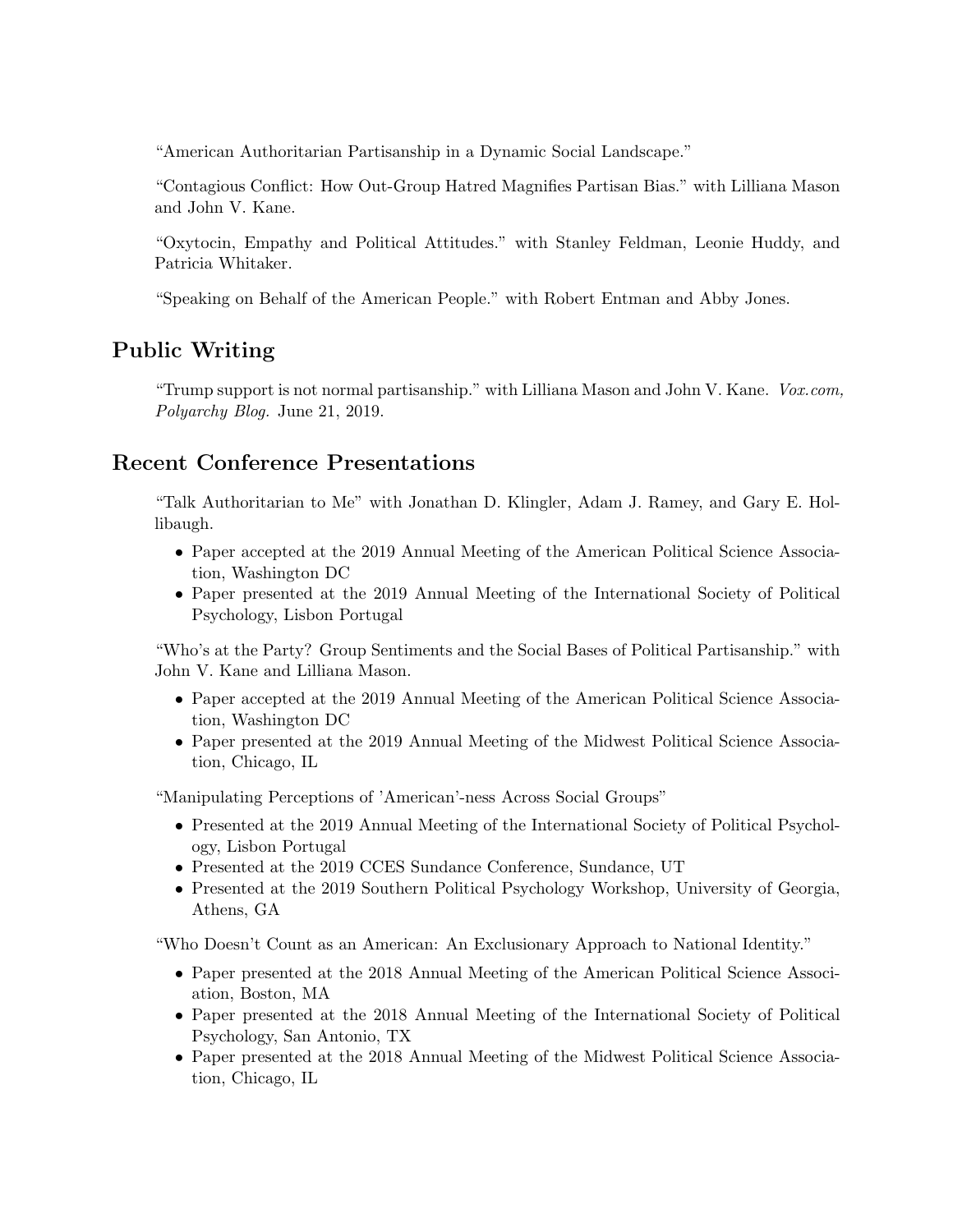"American Authoritarian Partisanship in a Dynamic Social Landscape."

"Contagious Conflict: How Out-Group Hatred Magnifies Partisan Bias." with Lilliana Mason and John V. Kane.

"Oxytocin, Empathy and Political Attitudes." with Stanley Feldman, Leonie Huddy, and Patricia Whitaker.

"Speaking on Behalf of the American People." with Robert Entman and Abby Jones.

## Public Writing

"Trump support is not normal partisanship." with Lilliana Mason and John V. Kane. *Vox.com, Polyarchy Blog.* June 21, 2019.

## Recent Conference Presentations

"Talk Authoritarian to Me" with Jonathan D. Klingler, Adam J. Ramey, and Gary E. Hollibaugh.

- Paper accepted at the 2019 Annual Meeting of the American Political Science Association, Washington DC
- Paper presented at the 2019 Annual Meeting of the International Society of Political Psychology, Lisbon Portugal

"Who's at the Party? Group Sentiments and the Social Bases of Political Partisanship." with John V. Kane and Lilliana Mason.

- Paper accepted at the 2019 Annual Meeting of the American Political Science Association, Washington DC
- Paper presented at the 2019 Annual Meeting of the Midwest Political Science Association, Chicago, IL

"Manipulating Perceptions of 'American'-ness Across Social Groups"

- Presented at the 2019 Annual Meeting of the International Society of Political Psychology, Lisbon Portugal
- Presented at the 2019 CCES Sundance Conference, Sundance, UT
- Presented at the 2019 Southern Political Psychology Workshop, University of Georgia, Athens, GA

"Who Doesn't Count as an American: An Exclusionary Approach to National Identity."

- Paper presented at the 2018 Annual Meeting of the American Political Science Association, Boston, MA
- Paper presented at the 2018 Annual Meeting of the International Society of Political Psychology, San Antonio, TX
- Paper presented at the 2018 Annual Meeting of the Midwest Political Science Association, Chicago, IL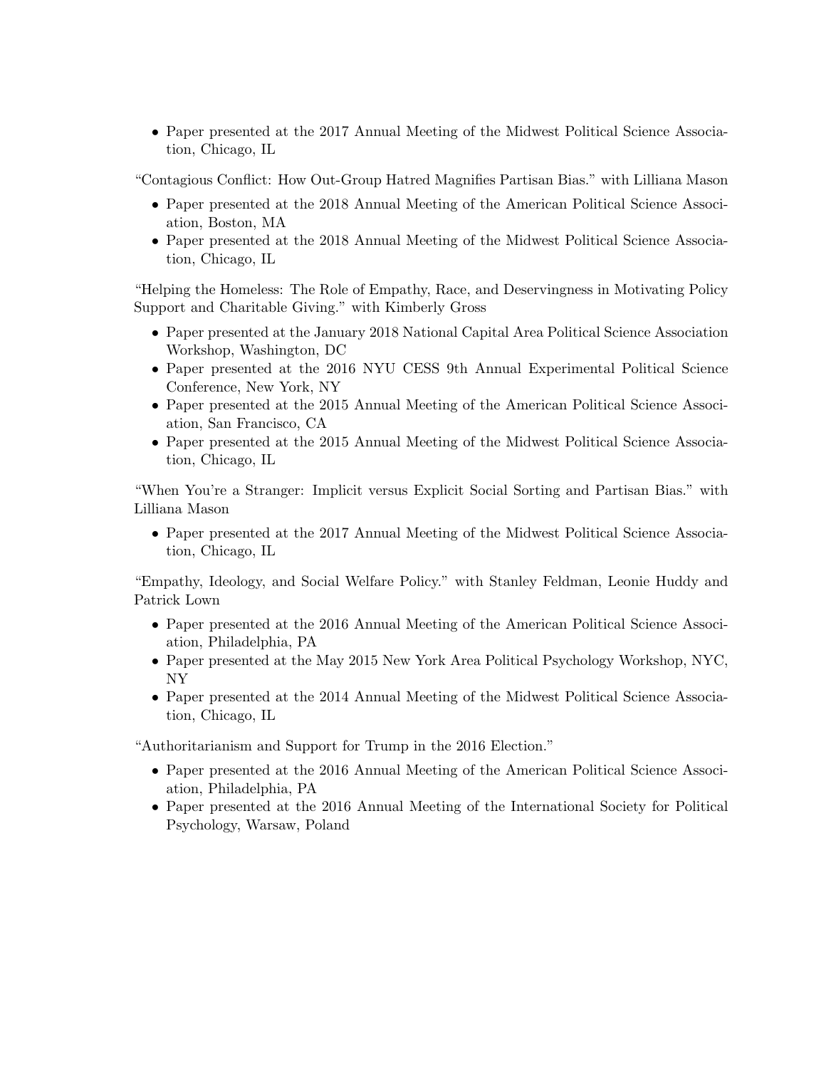- Paper presented at the 2017 Annual Meeting of the Midwest Political Science Association, Chicago, IL

"Contagious Conflict: How Out-Group Hatred Magnifies Partisan Bias." with Lilliana Mason

- Paper presented at the 2018 Annual Meeting of the American Political Science Association, Boston, MA
- Paper presented at the 2018 Annual Meeting of the Midwest Political Science Association, Chicago, IL

"Helping the Homeless: The Role of Empathy, Race, and Deservingness in Motivating Policy Support and Charitable Giving." with Kimberly Gross

- Paper presented at the January 2018 National Capital Area Political Science Association Workshop, Washington, DC
- Paper presented at the 2016 NYU CESS 9th Annual Experimental Political Science Conference, New York, NY
- Paper presented at the 2015 Annual Meeting of the American Political Science Association, San Francisco, CA
- Paper presented at the 2015 Annual Meeting of the Midwest Political Science Association, Chicago, IL

"When You're a Stranger: Implicit versus Explicit Social Sorting and Partisan Bias." with Lilliana Mason

- Paper presented at the 2017 Annual Meeting of the Midwest Political Science Association, Chicago, IL

"Empathy, Ideology, and Social Welfare Policy." with Stanley Feldman, Leonie Huddy and Patrick Lown

- Paper presented at the 2016 Annual Meeting of the American Political Science Association, Philadelphia, PA
- Paper presented at the May 2015 New York Area Political Psychology Workshop, NYC, NY
- Paper presented at the 2014 Annual Meeting of the Midwest Political Science Association, Chicago, IL

"Authoritarianism and Support for Trump in the 2016 Election."

- Paper presented at the 2016 Annual Meeting of the American Political Science Association, Philadelphia, PA
- Paper presented at the 2016 Annual Meeting of the International Society for Political Psychology, Warsaw, Poland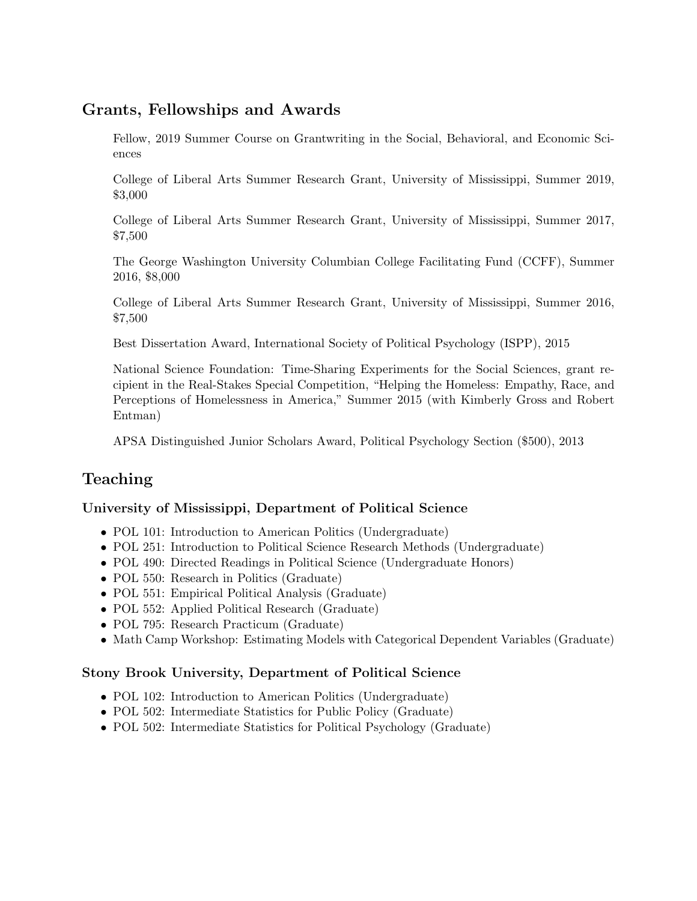## Grants, Fellowships and Awards

Fellow, 2019 Summer Course on Grantwriting in the Social, Behavioral, and Economic Sciences

College of Liberal Arts Summer Research Grant, University of Mississippi, Summer 2019, $3,000

College of Liberal Arts Summer Research Grant, University of Mississippi, Summer 2017, $7,500

The George Washington University Columbian College Facilitating Fund (CCFF), Summer 2016, $8,000

College of Liberal Arts Summer Research Grant, University of Mississippi, Summer 2016, $7,500

Best Dissertation Award, International Society of Political Psychology (ISPP), 2015

National Science Foundation: Time-Sharing Experiments for the Social Sciences, grant recipient in the Real-Stakes Special Competition, "Helping the Homeless: Empathy, Race, and Perceptions of Homelessness in America," Summer 2015 (with Kimberly Gross and Robert Entman)

APSA Distinguished Junior Scholars Award, Political Psychology Section ($500), 2013

## Teaching

### University of Mississippi, Department of Political Science

- POL 101: Introduction to American Politics (Undergraduate)
- POL 251: Introduction to Political Science Research Methods (Undergraduate)
- POL 490: Directed Readings in Political Science (Undergraduate Honors)
- POL 550: Research in Politics (Graduate)
- POL 551: Empirical Political Analysis (Graduate)
- POL 552: Applied Political Research (Graduate)
- POL 795: Research Practicum (Graduate)
- Math Camp Workshop: Estimating Models with Categorical Dependent Variables (Graduate)

### Stony Brook University, Department of Political Science

- POL 102: Introduction to American Politics (Undergraduate)
- POL 502: Intermediate Statistics for Public Policy (Graduate)
- POL 502: Intermediate Statistics for Political Psychology (Graduate)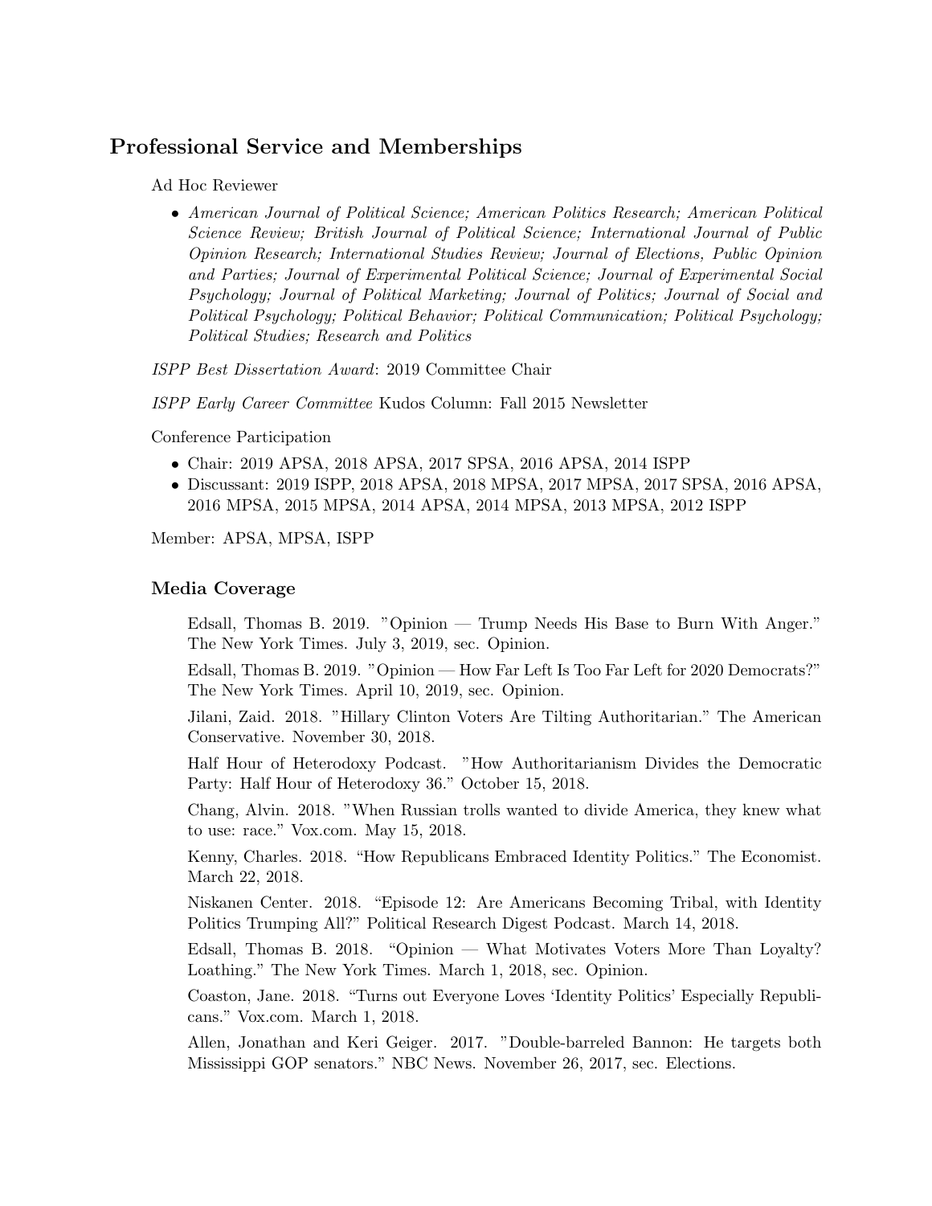## Professional Service and Memberships

Ad Hoc Reviewer

- *American Journal of Political Science; American Politics Research; American Political Science Review; British Journal of Political Science; International Journal of Public Opinion Research; International Studies Review; Journal of Elections, Public Opinion and Parties; Journal of Experimental Political Science; Journal of Experimental Social Psychology; Journal of Political Marketing; Journal of Politics; Journal of Social and Political Psychology; Political Behavior; Political Communication; Political Psychology; Political Studies; Research and Politics*

*ISPP Best Dissertation Award*: 2019 Committee Chair

*ISPP Early Career Committee* Kudos Column: Fall 2015 Newsletter

Conference Participation

- Chair: 2019 APSA, 2018 APSA, 2017 SPSA, 2016 APSA, 2014 ISPP
- Discussant: 2019 ISPP, 2018 APSA, 2018 MPSA, 2017 MPSA, 2017 SPSA, 2016 APSA, 2016 MPSA, 2015 MPSA, 2014 APSA, 2014 MPSA, 2013 MPSA, 2012 ISPP

Member: APSA, MPSA, ISPP

### Media Coverage

Edsall, Thomas B. 2019. "Opinion — Trump Needs His Base to Burn With Anger." The New York Times. July 3, 2019, sec. Opinion.

Edsall, Thomas B. 2019. "Opinion — How Far Left Is Too Far Left for 2020 Democrats?" The New York Times. April 10, 2019, sec. Opinion.

Jilani, Zaid. 2018. "Hillary Clinton Voters Are Tilting Authoritarian." The American Conservative. November 30, 2018.

Half Hour of Heterodoxy Podcast. "How Authoritarianism Divides the Democratic Party: Half Hour of Heterodoxy 36." October 15, 2018.

Chang, Alvin. 2018. "When Russian trolls wanted to divide America, they knew what to use: race." Vox.com. May 15, 2018.

Kenny, Charles. 2018. "How Republicans Embraced Identity Politics." The Economist. March 22, 2018.

Niskanen Center. 2018. "Episode 12: Are Americans Becoming Tribal, with Identity Politics Trumping All?" Political Research Digest Podcast. March 14, 2018.

Edsall, Thomas B. 2018. "Opinion — What Motivates Voters More Than Loyalty? Loathing." The New York Times. March 1, 2018, sec. Opinion.

Coaston, Jane. 2018. "Turns out Everyone Loves 'Identity Politics' Especially Republicans." Vox.com. March 1, 2018.

Allen, Jonathan and Keri Geiger. 2017. "Double-barreled Bannon: He targets both Mississippi GOP senators." NBC News. November 26, 2017, sec. Elections.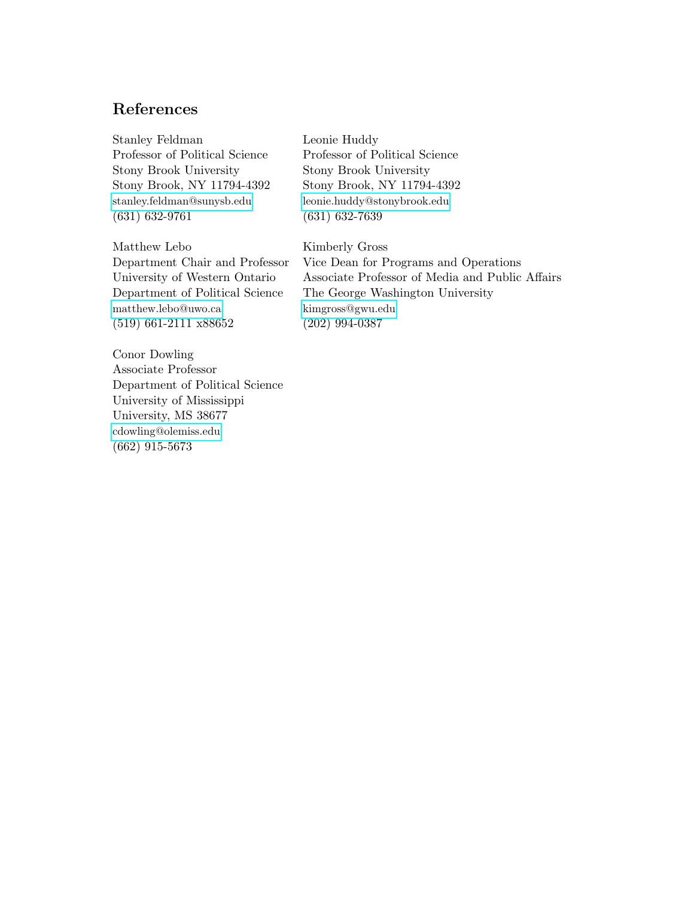## References

Stanley Feldman
Professor of Political Science
Stony Brook University
Stony Brook, NY 11794-4392
stanley.feldman@sunysb.edu
(631) 632-9761

Leonie Huddy
Professor of Political Science
Stony Brook University
Stony Brook, NY 11794-4392
leonie.huddy@stonybrook.edu
(631) 632-7639

Matthew Lebo
Department Chair and Professor
University of Western Ontario
Department of Political Science
matthew.lebo@uwo.ca
(519) 661-2111 x88652

Kimberly Gross
Vice Dean for Programs and Operations
Associate Professor of Media and Public Affairs
The George Washington University
kimgross@gwu.edu
(202) 994-0387

Conor Dowling
Associate Professor
Department of Political Science
University of Mississippi
University, MS 38677
cdowling@olemiss.edu
(662) 915-5673